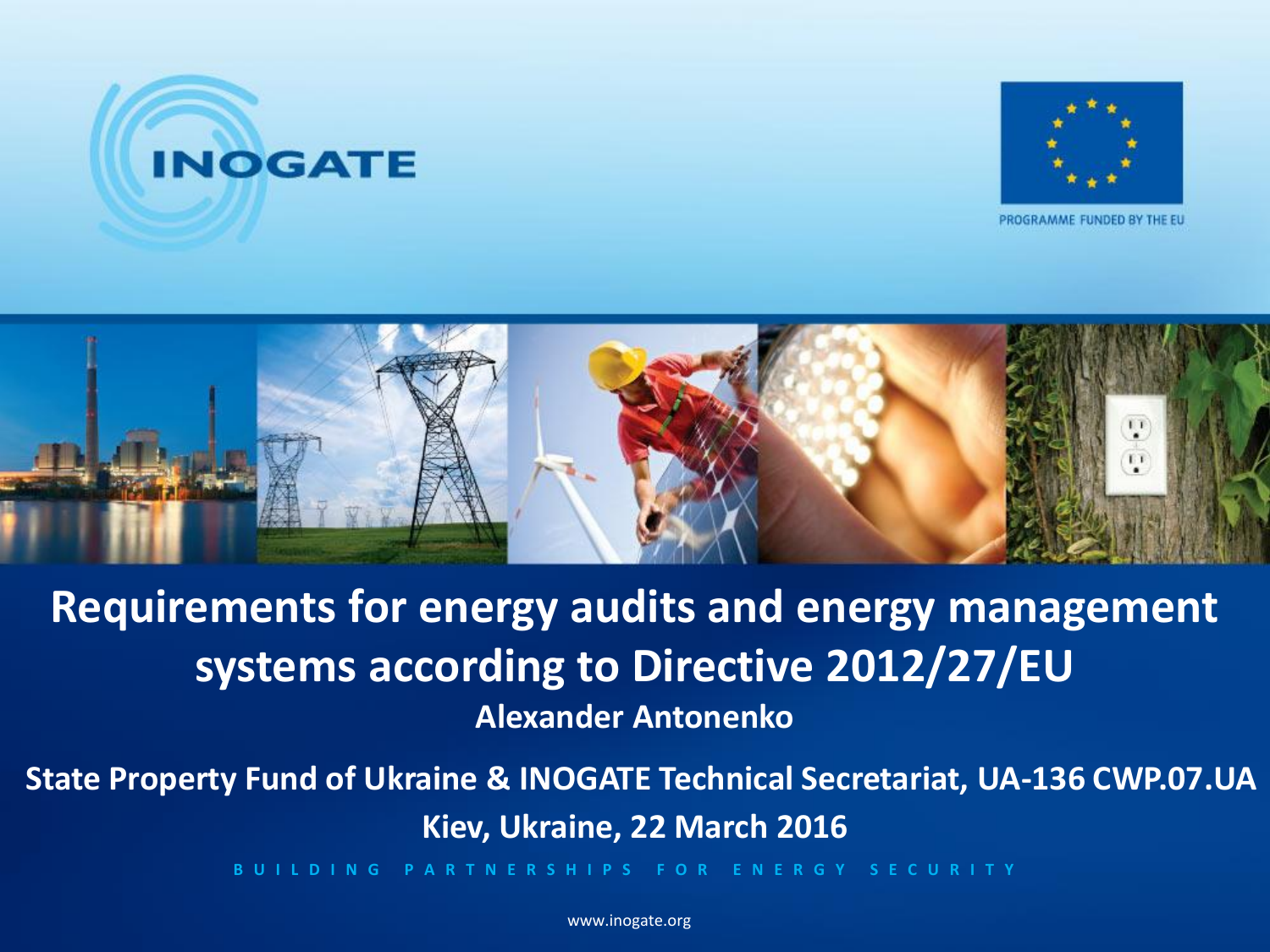INOGATE

PROGRAMME FUNDED BY THE EU

# Requirements for energy audits and energy management systems according to Directive 2012/27/EU

**Alexander Antonenko**

**State Property Fund of Ukraine & INOGATE Technical Secretariat, UA-136 CWP.07.UA**

**Kiev, Ukraine, 22 March 2016**

BUILDING PARTNERSHIPS FOR ENERGY SECURITY

www.inogate.org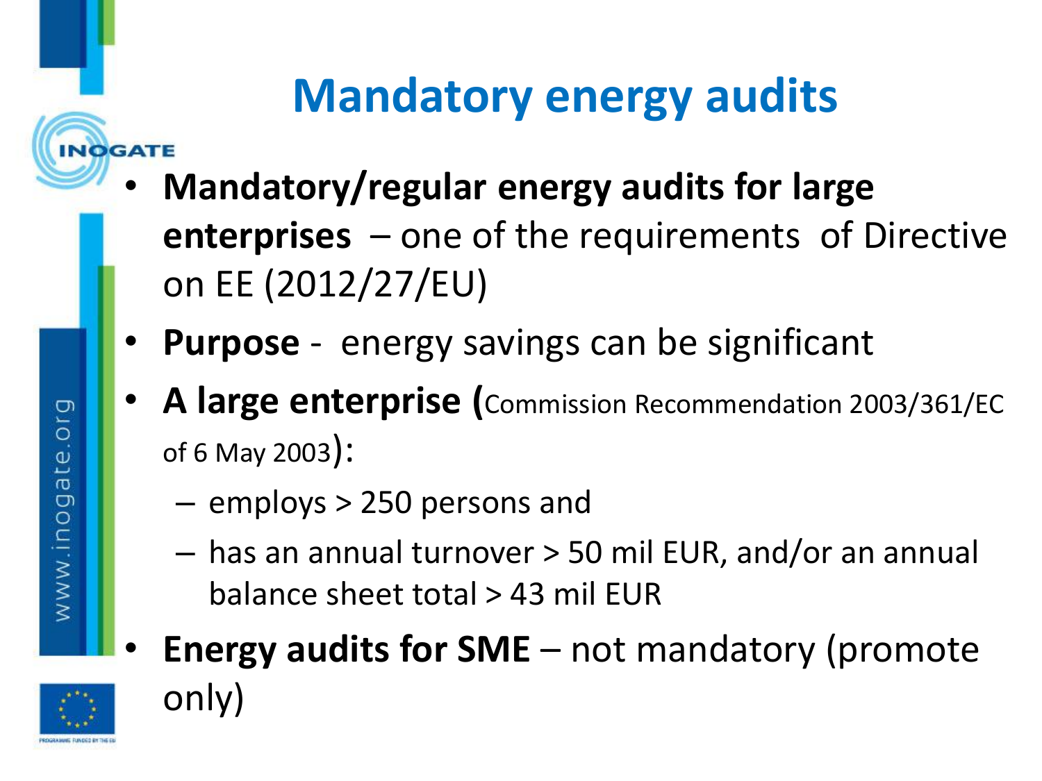# Mandatory energy audits

- **Mandatory/regular energy audits for large enterprises** – one of the requirements of Directive on EE (2012/27/EU)
- **Purpose** - energy savings can be significant
- **A large enterprise (**Commission Recommendation 2003/361/EC of 6 May 2003**)**:
  - employs > 250 persons and
  - has an annual turnover > 50 mil EUR, and/or an annual balance sheet total > 43 mil EUR
- **Energy audits for SME** – not mandatory (promote only)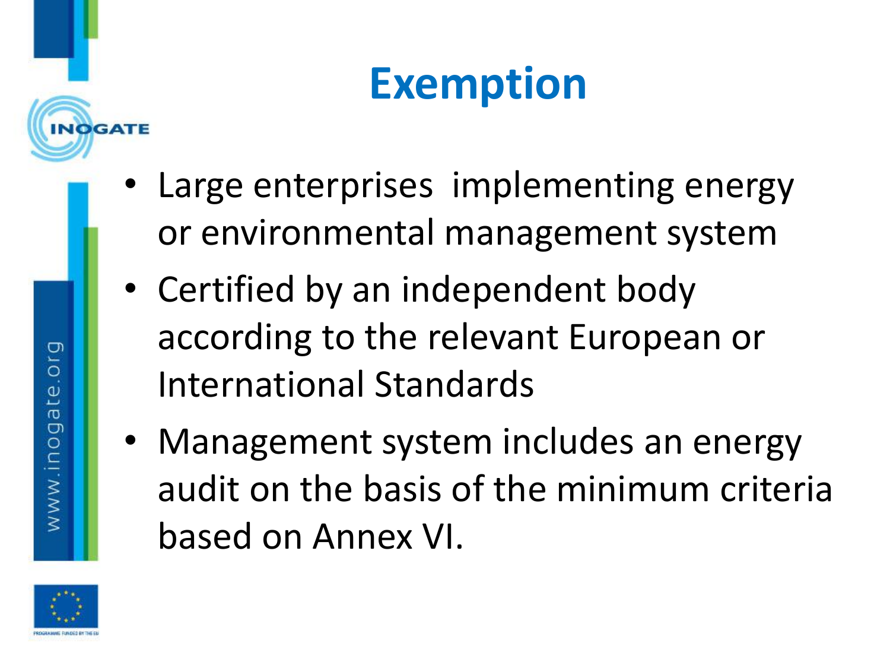# Exemption

- Large enterprises implementing energy or environmental management system
- Certified by an independent body according to the relevant European or International Standards
- Management system includes an energy audit on the basis of the minimum criteria based on Annex VI.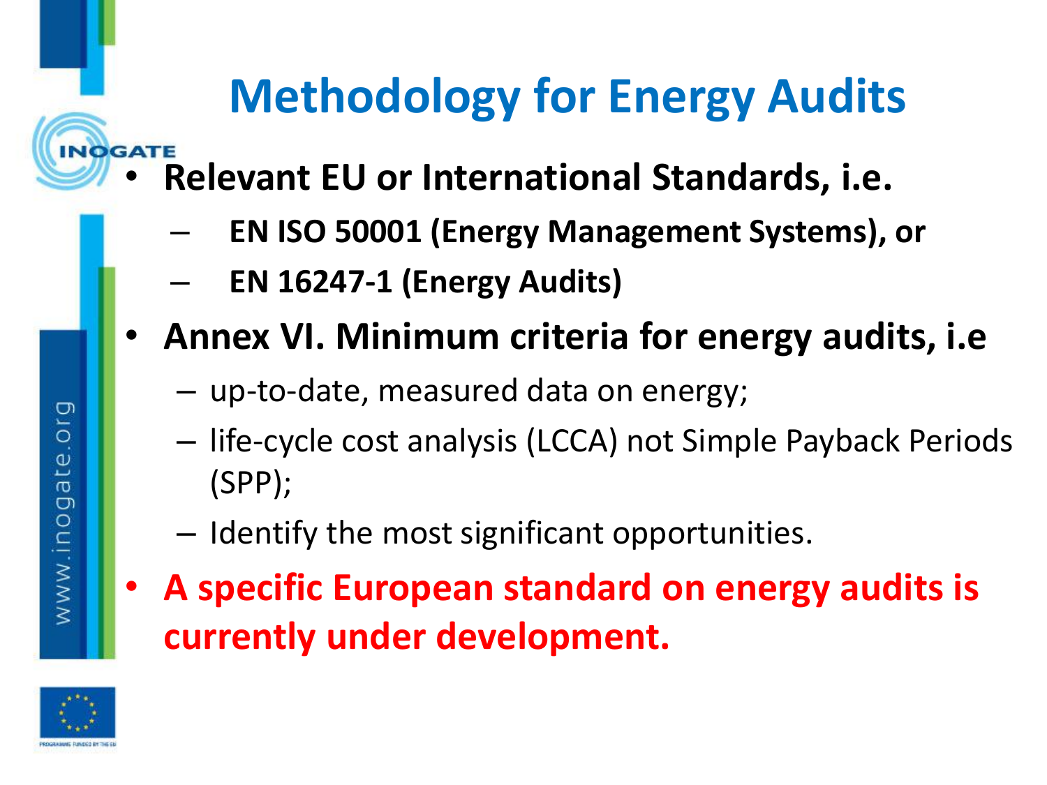# Methodology for Energy Audits

- **Relevant EU or International Standards, i.e.**
  - **EN ISO 50001 (Energy Management Systems), or**
  - **EN 16247-1 (Energy Audits)**
- **Annex VI. Minimum criteria for energy audits, i.e**
  - up-to-date, measured data on energy;
  - life-cycle cost analysis (LCCA) not Simple Payback Periods (SPP);
  - Identify the most significant opportunities.
- **A specific European standard on energy audits is currently under development.**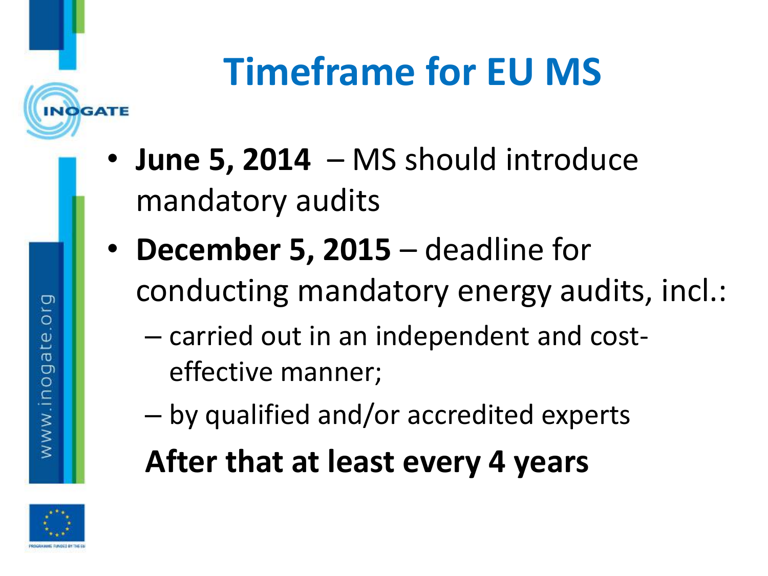# Timeframe for EU MS

- **June 5, 2014** – MS should introduce mandatory audits
- **December 5, 2015** – deadline for conducting mandatory energy audits, incl.:
  - carried out in an independent and cost-effective manner;
  - by qualified and/or accredited experts

  **After that at least every 4 years**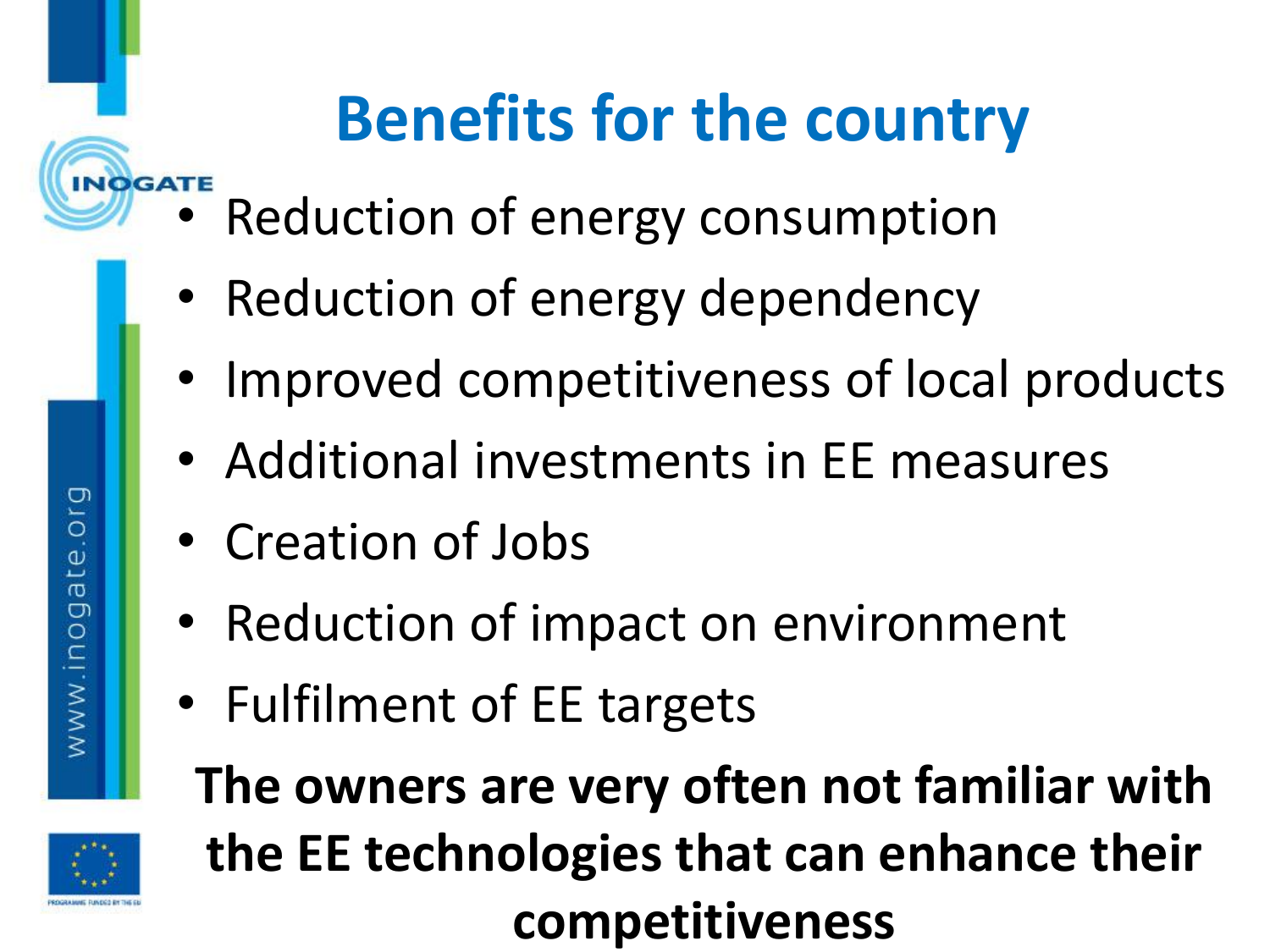# Benefits for the country

- Reduction of energy consumption
- Reduction of energy dependency
- Improved competitiveness of local products
- Additional investments in EE measures
- Creation of Jobs
- Reduction of impact on environment
- Fulfilment of EE targets

**The owners are very often not familiar with the EE technologies that can enhance their competitiveness**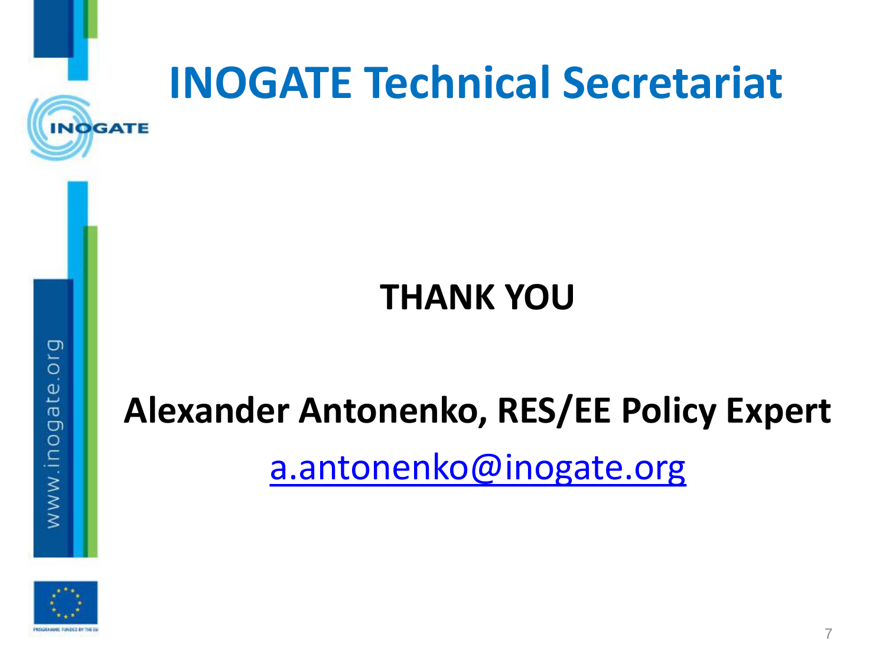# INOGATE Technical Secretariat

**THANK YOU**

**Alexander Antonenko, RES/EE Policy Expert**

a.antonenko@inogate.org